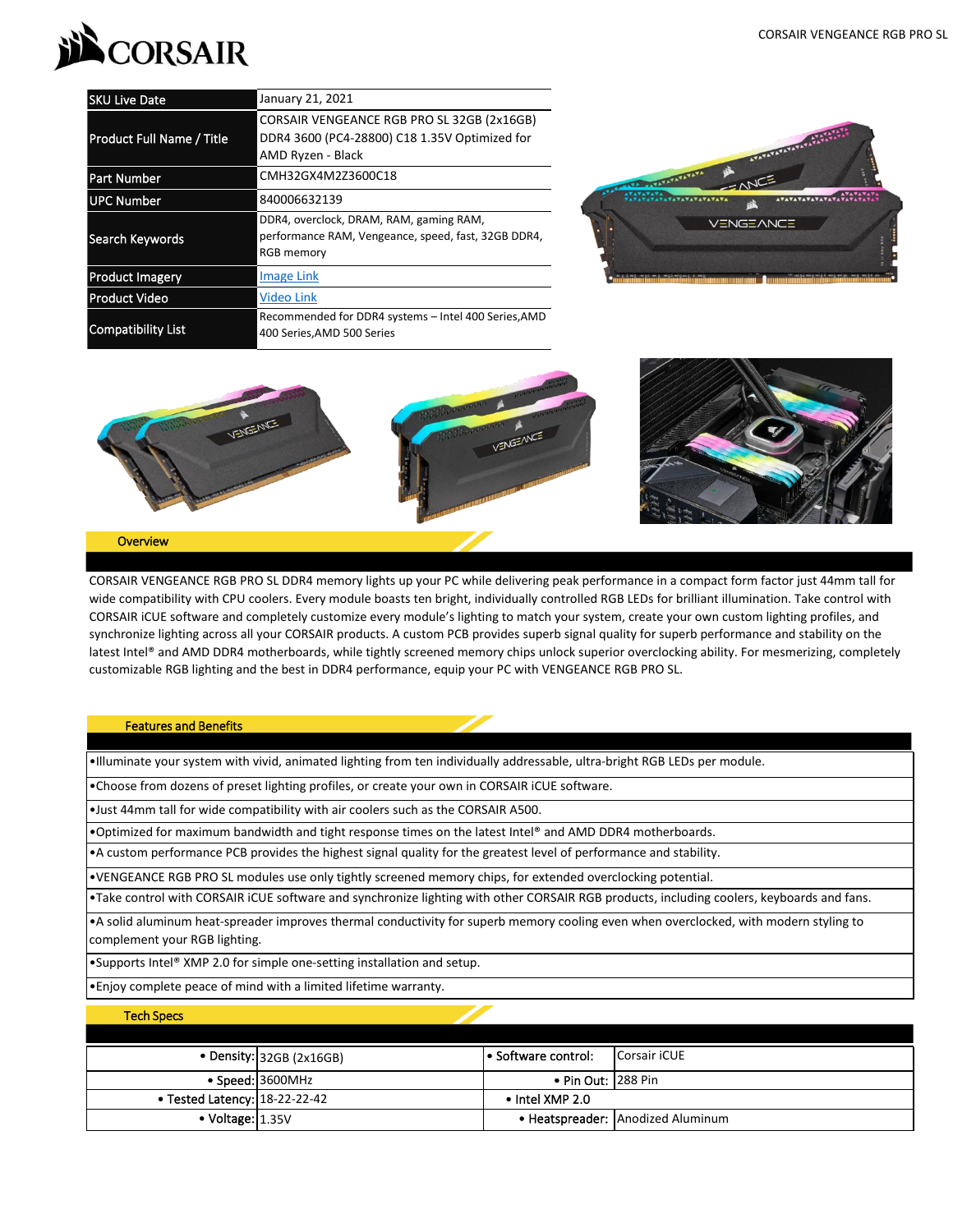# CORSAIR VENGEANCE RGB PRO SL

| | |
|---|---|
| SKU Live Date | January 21, 2021 |
| Product Full Name / Title | CORSAIR VENGEANCE RGB PRO SL 32GB (2x16GB) DDR4 3600 (PC4-28800) C18 1.35V Optimized for AMD Ryzen - Black |
| Part Number | CMH32GX4M2Z3600C18 |
| UPC Number | 840006632139 |
| Search Keywords | DDR4, overclock, DRAM, RAM, gaming RAM, performance RAM, Vengeance, speed, fast, 32GB DDR4, RGB memory |
| Product Imagery | Image Link |
| Product Video | Video Link |
| Compatibility List | Recommended for DDR4 systems – Intel 400 Series,AMD 400 Series,AMD 500 Series |

## Overview

CORSAIR VENGEANCE RGB PRO SL DDR4 memory lights up your PC while delivering peak performance in a compact form factor just 44mm tall for wide compatibility with CPU coolers. Every module boasts ten bright, individually controlled RGB LEDs for brilliant illumination. Take control with CORSAIR iCUE software and completely customize every module's lighting to match your system, create your own custom lighting profiles, and synchronize lighting across all your CORSAIR products. A custom PCB provides superb signal quality for superb performance and stability on the latest Intel® and AMD DDR4 motherboards, while tightly screened memory chips unlock superior overclocking ability. For mesmerizing, completely customizable RGB lighting and the best in DDR4 performance, equip your PC with VENGEANCE RGB PRO SL.

## Features and Benefits

- Illuminate your system with vivid, animated lighting from ten individually addressable, ultra-bright RGB LEDs per module.
- Choose from dozens of preset lighting profiles, or create your own in CORSAIR iCUE software.
- Just 44mm tall for wide compatibility with air coolers such as the CORSAIR A500.
- Optimized for maximum bandwidth and tight response times on the latest Intel® and AMD DDR4 motherboards.
- A custom performance PCB provides the highest signal quality for the greatest level of performance and stability.
- VENGEANCE RGB PRO SL modules use only tightly screened memory chips, for extended overclocking potential.
- Take control with CORSAIR iCUE software and synchronize lighting with other CORSAIR RGB products, including coolers, keyboards and fans.
- A solid aluminum heat-spreader improves thermal conductivity for superb memory cooling even when overclocked, with modern styling to complement your RGB lighting.
- Supports Intel® XMP 2.0 for simple one-setting installation and setup.
- Enjoy complete peace of mind with a limited lifetime warranty.

## Tech Specs

| | | | |
|---|---|---|---|
| • Density: | 32GB (2x16GB) | • Software control: | Corsair iCUE |
| • Speed: | 3600MHz | • Pin Out: | 288 Pin |
| • Tested Latency: | 18-22-22-42 | • Intel XMP 2.0 | |
| • Voltage: | 1.35V | • Heatspreader: | Anodized Aluminum |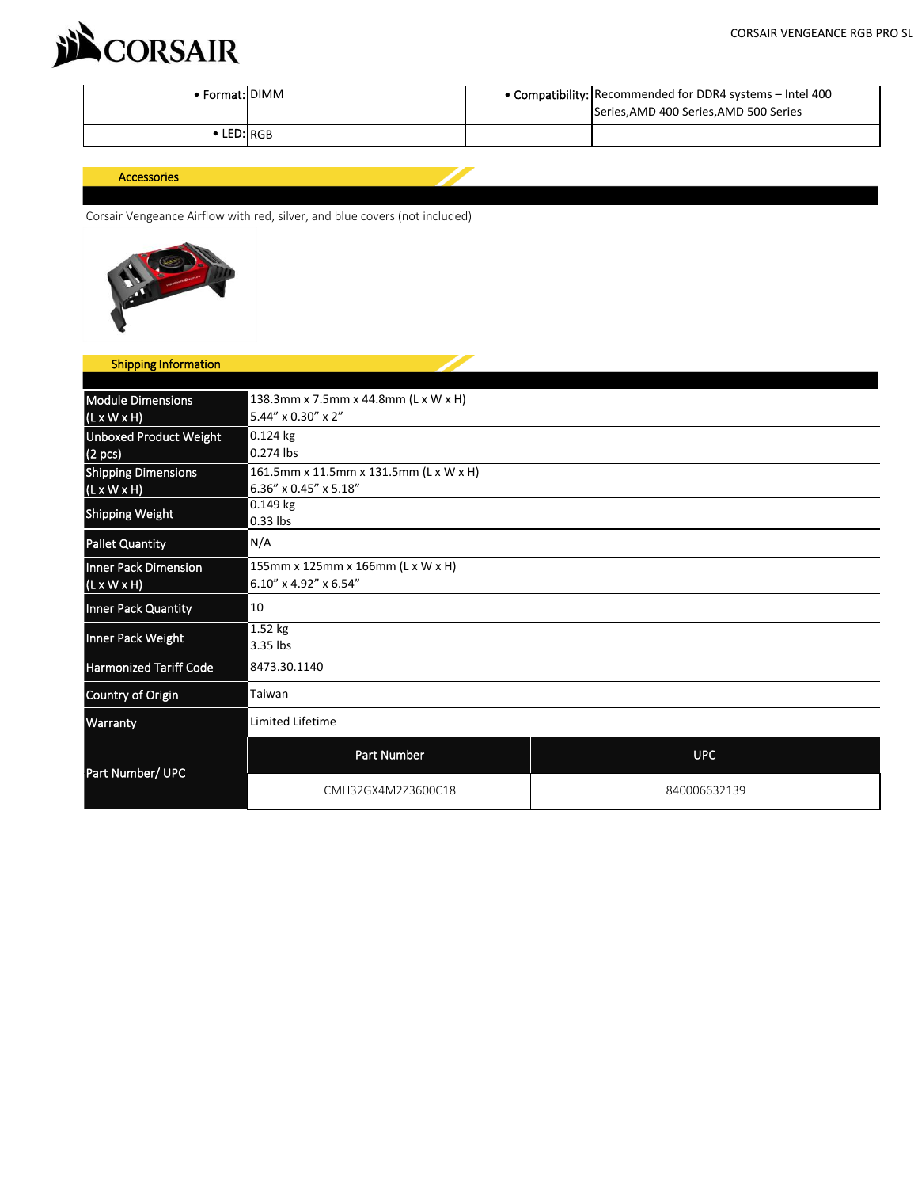| | | | |
|---|---|---|---|
| • Format: | DIMM | • Compatibility: | Recommended for DDR4 systems – Intel 400 Series,AMD 400 Series,AMD 500 Series |
| • LED: | RGB | | |

## Accessories

Corsair Vengeance Airflow with red, silver, and blue covers (not included)

## Shipping Information

| | |
|---|---|
| Module Dimensions (L x W x H) | 138.3mm x 7.5mm x 44.8mm (L x W x H)<br>5.44" x 0.30" x 2" |
| Unboxed Product Weight (2 pcs) | 0.124 kg<br>0.274 lbs |
| Shipping Dimensions (L x W x H) | 161.5mm x 11.5mm x 131.5mm (L x W x H)<br>6.36" x 0.45" x 5.18" |
| Shipping Weight | 0.149 kg<br>0.33 lbs |
| Pallet Quantity | N/A |
| Inner Pack Dimension (L x W x H) | 155mm x 125mm x 166mm (L x W x H)<br>6.10" x 4.92" x 6.54" |
| Inner Pack Quantity | 10 |
| Inner Pack Weight | 1.52 kg<br>3.35 lbs |
| Harmonized Tariff Code | 8473.30.1140 |
| Country of Origin | Taiwan |
| Warranty | Limited Lifetime |

| Part Number/ UPC | Part Number | UPC |
|---|---|---|
| | CMH32GX4M2Z3600C18 | 840006632139 |